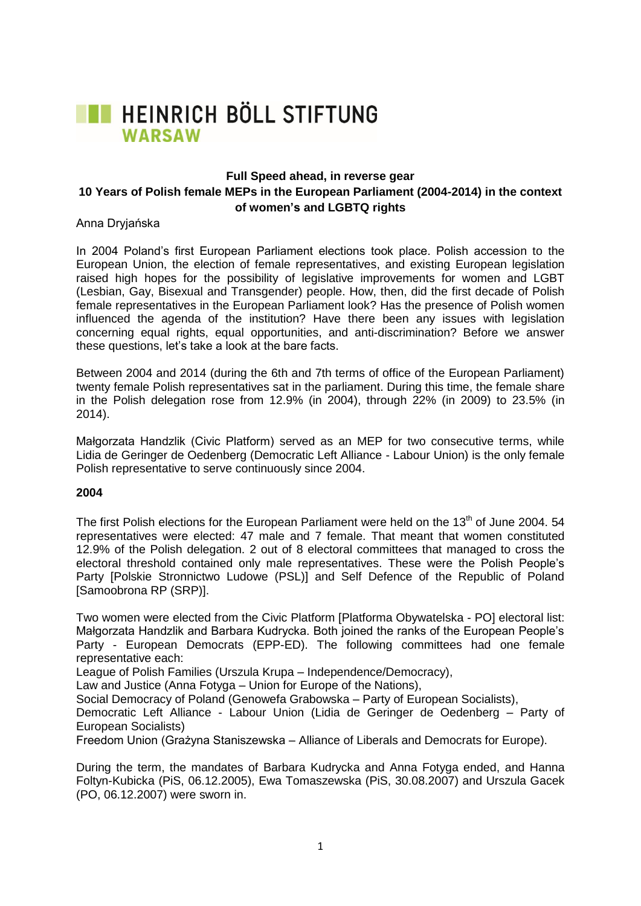# HEINRICH BÖLL STIFTUNG WARSAW

**Full Speed ahead, in reverse gear**
**10 Years of Polish female MEPs in the European Parliament (2004-2014) in the context of women's and LGBTQ rights**

Anna Dryjańska

In 2004 Poland's first European Parliament elections took place. Polish accession to the European Union, the election of female representatives, and existing European legislation raised high hopes for the possibility of legislative improvements for women and LGBT (Lesbian, Gay, Bisexual and Transgender) people. How, then, did the first decade of Polish female representatives in the European Parliament look? Has the presence of Polish women influenced the agenda of the institution? Have there been any issues with legislation concerning equal rights, equal opportunities, and anti-discrimination? Before we answer these questions, let's take a look at the bare facts.

Between 2004 and 2014 (during the 6th and 7th terms of office of the European Parliament) twenty female Polish representatives sat in the parliament. During this time, the female share in the Polish delegation rose from 12.9% (in 2004), through 22% (in 2009) to 23.5% (in 2014).

Małgorzata Handzlik (Civic Platform) served as an MEP for two consecutive terms, while Lidia de Geringer de Oedenberg (Democratic Left Alliance - Labour Union) is the only female Polish representative to serve continuously since 2004.

**2004**

The first Polish elections for the European Parliament were held on the 13th of June 2004. 54 representatives were elected: 47 male and 7 female. That meant that women constituted 12.9% of the Polish delegation. 2 out of 8 electoral committees that managed to cross the electoral threshold contained only male representatives. These were the Polish People's Party [Polskie Stronnictwo Ludowe (PSL)] and Self Defence of the Republic of Poland [Samoobrona RP (SRP)].

Two women were elected from the Civic Platform [Platforma Obywatelska - PO] electoral list: Małgorzata Handzlik and Barbara Kudrycka. Both joined the ranks of the European People's Party - European Democrats (EPP-ED). The following committees had one female representative each:

League of Polish Families (Urszula Krupa – Independence/Democracy),
Law and Justice (Anna Fotyga – Union for Europe of the Nations),
Social Democracy of Poland (Genowefa Grabowska – Party of European Socialists),
Democratic Left Alliance - Labour Union (Lidia de Geringer de Oedenberg – Party of European Socialists)
Freedom Union (Grażyna Staniszewska – Alliance of Liberals and Democrats for Europe).

During the term, the mandates of Barbara Kudrycka and Anna Fotyga ended, and Hanna Foltyn-Kubicka (PiS, 06.12.2005), Ewa Tomaszewska (PiS, 30.08.2007) and Urszula Gacek (PO, 06.12.2007) were sworn in.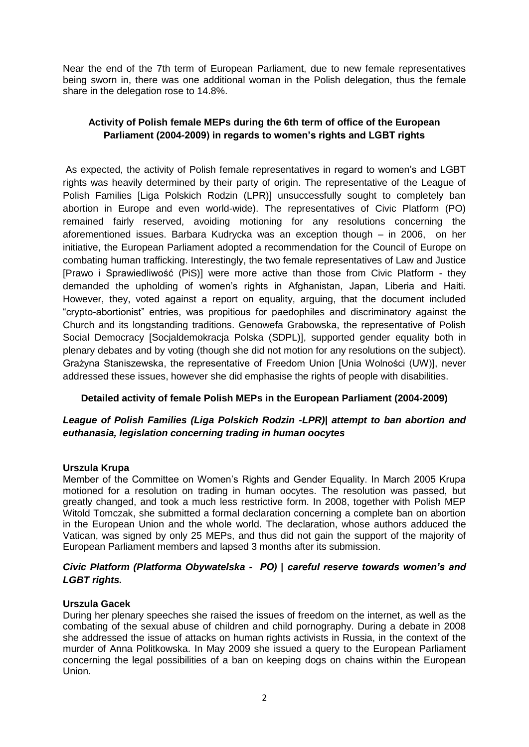Near the end of the 7th term of European Parliament, due to new female representatives being sworn in, there was one additional woman in the Polish delegation, thus the female share in the delegation rose to 14.8%.

### Activity of Polish female MEPs during the 6th term of office of the European Parliament (2004-2009) in regards to women's rights and LGBT rights

As expected, the activity of Polish female representatives in regard to women's and LGBT rights was heavily determined by their party of origin. The representative of the League of Polish Families [Liga Polskich Rodzin (LPR)] unsuccessfully sought to completely ban abortion in Europe and even world-wide). The representatives of Civic Platform (PO) remained fairly reserved, avoiding motioning for any resolutions concerning the aforementioned issues. Barbara Kudrycka was an exception though – in 2006, on her initiative, the European Parliament adopted a recommendation for the Council of Europe on combating human trafficking. Interestingly, the two female representatives of Law and Justice [Prawo i Sprawiedliwość (PiS)] were more active than those from Civic Platform - they demanded the upholding of women's rights in Afghanistan, Japan, Liberia and Haiti. However, they, voted against a report on equality, arguing, that the document included "crypto-abortionist" entries, was propitious for paedophiles and discriminatory against the Church and its longstanding traditions. Genowefa Grabowska, the representative of Polish Social Democracy [Socjaldemokracja Polska (SDPL)], supported gender equality both in plenary debates and by voting (though she did not motion for any resolutions on the subject). Grażyna Staniszewska, the representative of Freedom Union [Unia Wolności (UW)], never addressed these issues, however she did emphasise the rights of people with disabilities.

### Detailed activity of female Polish MEPs in the European Parliament (2004-2009)

#### *League of Polish Families (Liga Polskich Rodzin -LPR)| attempt to ban abortion and euthanasia, legislation concerning trading in human oocytes*

**Urszula Krupa**
Member of the Committee on Women's Rights and Gender Equality. In March 2005 Krupa motioned for a resolution on trading in human oocytes. The resolution was passed, but greatly changed, and took a much less restrictive form. In 2008, together with Polish MEP Witold Tomczak, she submitted a formal declaration concerning a complete ban on abortion in the European Union and the whole world. The declaration, whose authors adduced the Vatican, was signed by only 25 MEPs, and thus did not gain the support of the majority of European Parliament members and lapsed 3 months after its submission.

#### *Civic Platform (Platforma Obywatelska - PO) | careful reserve towards women's and LGBT rights.*

**Urszula Gacek**
During her plenary speeches she raised the issues of freedom on the internet, as well as the combating of the sexual abuse of children and child pornography. During a debate in 2008 she addressed the issue of attacks on human rights activists in Russia, in the context of the murder of Anna Politkowska. In May 2009 she issued a query to the European Parliament concerning the legal possibilities of a ban on keeping dogs on chains within the European Union.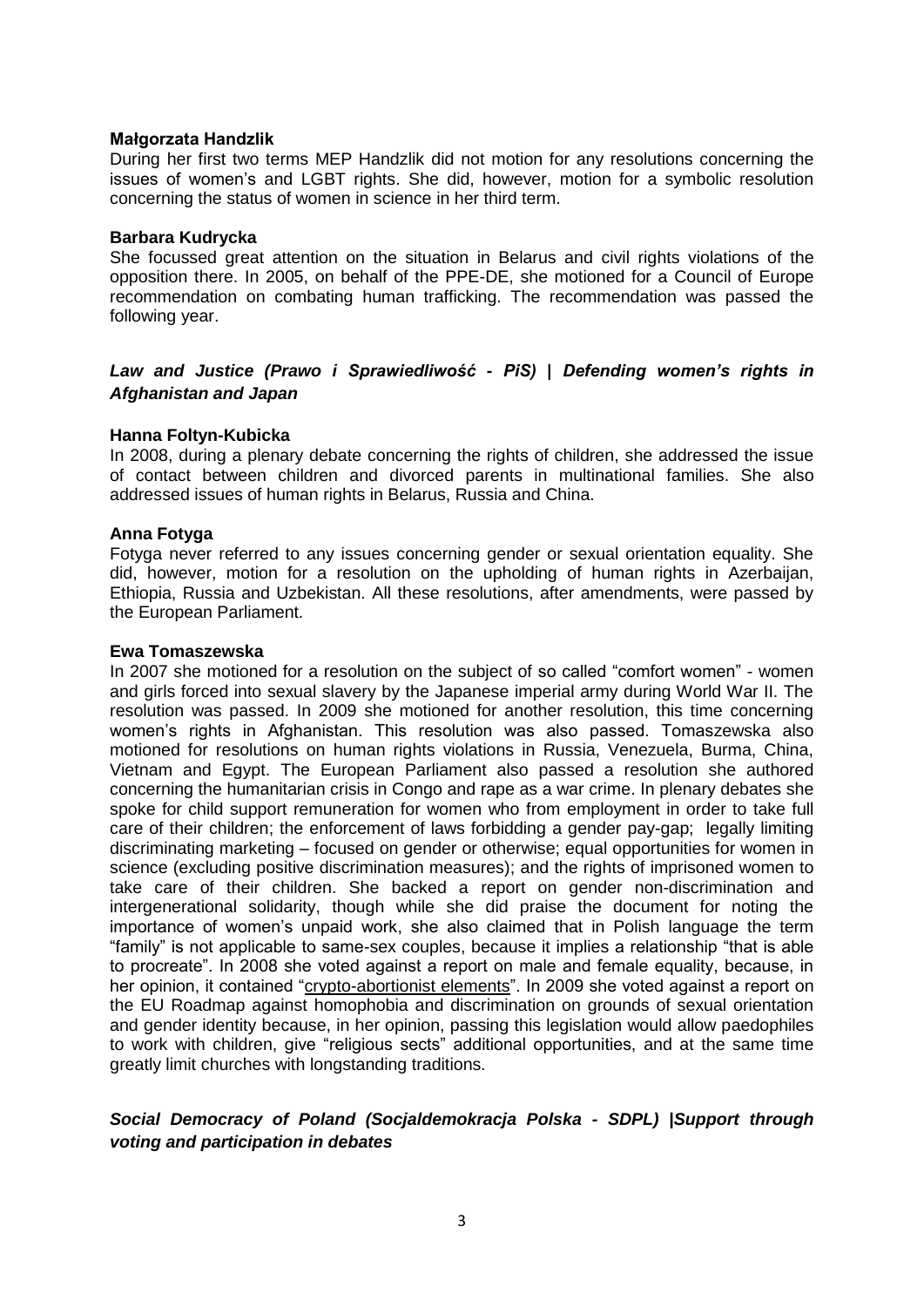**Małgorzata Handzlik**

During her first two terms MEP Handzlik did not motion for any resolutions concerning the issues of women's and LGBT rights. She did, however, motion for a symbolic resolution concerning the status of women in science in her third term.

**Barbara Kudrycka**

She focussed great attention on the situation in Belarus and civil rights violations of the opposition there. In 2005, on behalf of the PPE-DE, she motioned for a Council of Europe recommendation on combating human trafficking. The recommendation was passed the following year.

### *Law and Justice (Prawo i Sprawiedliwość - PiS) | Defending women's rights in Afghanistan and Japan*

**Hanna Foltyn-Kubicka**

In 2008, during a plenary debate concerning the rights of children, she addressed the issue of contact between children and divorced parents in multinational families. She also addressed issues of human rights in Belarus, Russia and China.

**Anna Fotyga**

Fotyga never referred to any issues concerning gender or sexual orientation equality. She did, however, motion for a resolution on the upholding of human rights in Azerbaijan, Ethiopia, Russia and Uzbekistan. All these resolutions, after amendments, were passed by the European Parliament.

**Ewa Tomaszewska**

In 2007 she motioned for a resolution on the subject of so called "comfort women" - women and girls forced into sexual slavery by the Japanese imperial army during World War II. The resolution was passed. In 2009 she motioned for another resolution, this time concerning women's rights in Afghanistan. This resolution was also passed. Tomaszewska also motioned for resolutions on human rights violations in Russia, Venezuela, Burma, China, Vietnam and Egypt. The European Parliament also passed a resolution she authored concerning the humanitarian crisis in Congo and rape as a war crime. In plenary debates she spoke for child support remuneration for women who from employment in order to take full care of their children; the enforcement of laws forbidding a gender pay-gap; legally limiting discriminating marketing – focused on gender or otherwise; equal opportunities for women in science (excluding positive discrimination measures); and the rights of imprisoned women to take care of their children. She backed a report on gender non-discrimination and intergenerational solidarity, though while she did praise the document for noting the importance of women's unpaid work, she also claimed that in Polish language the term "family" is not applicable to same-sex couples, because it implies a relationship "that is able to procreate". In 2008 she voted against a report on male and female equality, because, in her opinion, it contained "crypto-abortionist elements". In 2009 she voted against a report on the EU Roadmap against homophobia and discrimination on grounds of sexual orientation and gender identity because, in her opinion, passing this legislation would allow paedophiles to work with children, give "religious sects" additional opportunities, and at the same time greatly limit churches with longstanding traditions.

### *Social Democracy of Poland (Socjaldemokracja Polska - SDPL) |Support through voting and participation in debates*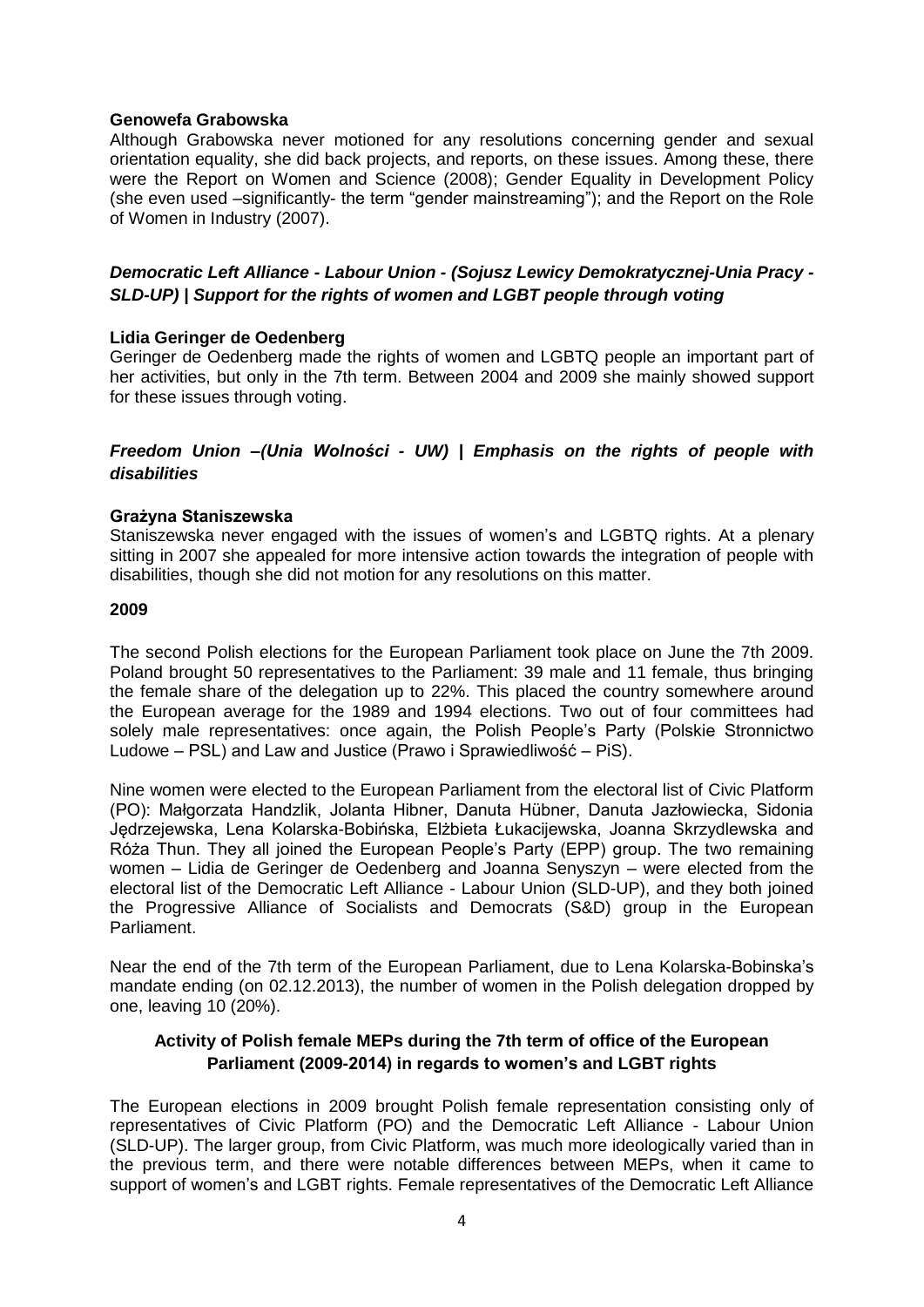**Genowefa Grabowska**

Although Grabowska never motioned for any resolutions concerning gender and sexual orientation equality, she did back projects, and reports, on these issues. Among these, there were the Report on Women and Science (2008); Gender Equality in Development Policy (she even used –significantly- the term "gender mainstreaming"); and the Report on the Role of Women in Industry (2007).

### *Democratic Left Alliance - Labour Union - (Sojusz Lewicy Demokratycznej-Unia Pracy - SLD-UP) | Support for the rights of women and LGBT people through voting*

**Lidia Geringer de Oedenberg**

Geringer de Oedenberg made the rights of women and LGBTQ people an important part of her activities, but only in the 7th term. Between 2004 and 2009 she mainly showed support for these issues through voting.

### *Freedom Union –(Unia Wolności - UW) | Emphasis on the rights of people with disabilities*

**Grażyna Staniszewska**

Staniszewska never engaged with the issues of women's and LGBTQ rights. At a plenary sitting in 2007 she appealed for more intensive action towards the integration of people with disabilities, though she did not motion for any resolutions on this matter.

## 2009

The second Polish elections for the European Parliament took place on June the 7th 2009. Poland brought 50 representatives to the Parliament: 39 male and 11 female, thus bringing the female share of the delegation up to 22%. This placed the country somewhere around the European average for the 1989 and 1994 elections. Two out of four committees had solely male representatives: once again, the Polish People's Party (Polskie Stronnictwo Ludowe – PSL) and Law and Justice (Prawo i Sprawiedliwość – PiS).

Nine women were elected to the European Parliament from the electoral list of Civic Platform (PO): Małgorzata Handzlik, Jolanta Hibner, Danuta Hübner, Danuta Jazłowiecka, Sidonia Jędrzejewska, Lena Kolarska-Bobińska, Elżbieta Łukacijewska, Joanna Skrzydlewska and Róża Thun. They all joined the European People's Party (EPP) group. The two remaining women – Lidia de Geringer de Oedenberg and Joanna Senyszyn – were elected from the electoral list of the Democratic Left Alliance - Labour Union (SLD-UP), and they both joined the Progressive Alliance of Socialists and Democrats (S&D) group in the European Parliament.

Near the end of the 7th term of the European Parliament, due to Lena Kolarska-Bobinska's mandate ending (on 02.12.2013), the number of women in the Polish delegation dropped by one, leaving 10 (20%).

### Activity of Polish female MEPs during the 7th term of office of the European Parliament (2009-2014) in regards to women's and LGBT rights

The European elections in 2009 brought Polish female representation consisting only of representatives of Civic Platform (PO) and the Democratic Left Alliance - Labour Union (SLD-UP). The larger group, from Civic Platform, was much more ideologically varied than in the previous term, and there were notable differences between MEPs, when it came to support of women's and LGBT rights. Female representatives of the Democratic Left Alliance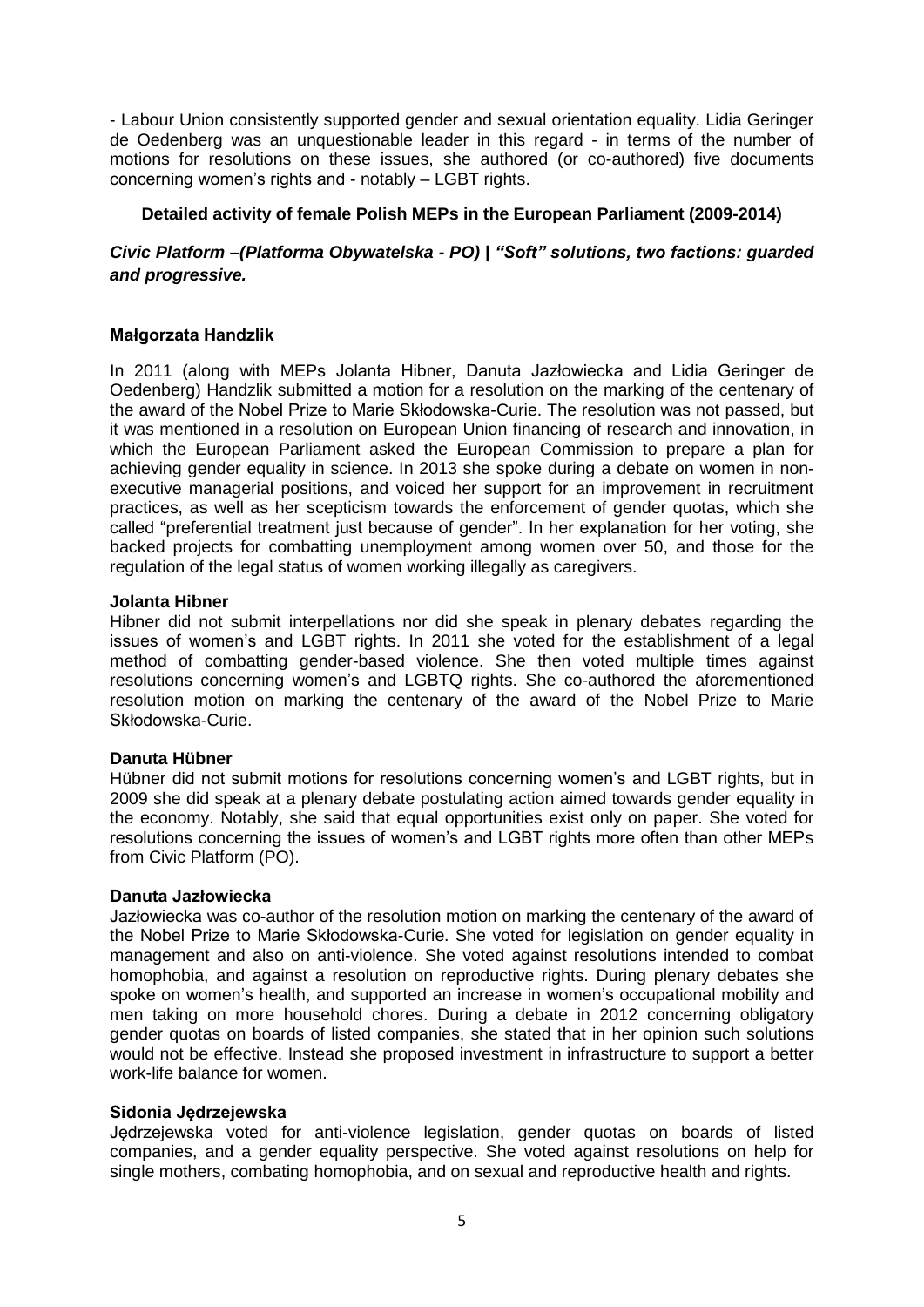- Labour Union consistently supported gender and sexual orientation equality. Lidia Geringer de Oedenberg was an unquestionable leader in this regard - in terms of the number of motions for resolutions on these issues, she authored (or co-authored) five documents concerning women's rights and - notably – LGBT rights.

## Detailed activity of female Polish MEPs in the European Parliament (2009-2014)

### *Civic Platform –(Platforma Obywatelska - PO) | "Soft" solutions, two factions: guarded and progressive.*

#### Małgorzata Handzlik

In 2011 (along with MEPs Jolanta Hibner, Danuta Jazłowiecka and Lidia Geringer de Oedenberg) Handzlik submitted a motion for a resolution on the marking of the centenary of the award of the Nobel Prize to Marie Skłodowska-Curie. The resolution was not passed, but it was mentioned in a resolution on European Union financing of research and innovation, in which the European Parliament asked the European Commission to prepare a plan for achieving gender equality in science. In 2013 she spoke during a debate on women in non-executive managerial positions, and voiced her support for an improvement in recruitment practices, as well as her scepticism towards the enforcement of gender quotas, which she called "preferential treatment just because of gender". In her explanation for her voting, she backed projects for combatting unemployment among women over 50, and those for the regulation of the legal status of women working illegally as caregivers.

#### Jolanta Hibner

Hibner did not submit interpellations nor did she speak in plenary debates regarding the issues of women's and LGBT rights. In 2011 she voted for the establishment of a legal method of combatting gender-based violence. She then voted multiple times against resolutions concerning women's and LGBTQ rights. She co-authored the aforementioned resolution motion on marking the centenary of the award of the Nobel Prize to Marie Skłodowska-Curie.

#### Danuta Hübner

Hübner did not submit motions for resolutions concerning women's and LGBT rights, but in 2009 she did speak at a plenary debate postulating action aimed towards gender equality in the economy. Notably, she said that equal opportunities exist only on paper. She voted for resolutions concerning the issues of women's and LGBT rights more often than other MEPs from Civic Platform (PO).

#### Danuta Jazłowiecka

Jazłowiecka was co-author of the resolution motion on marking the centenary of the award of the Nobel Prize to Marie Skłodowska-Curie. She voted for legislation on gender equality in management and also on anti-violence. She voted against resolutions intended to combat homophobia, and against a resolution on reproductive rights. During plenary debates she spoke on women's health, and supported an increase in women's occupational mobility and men taking on more household chores. During a debate in 2012 concerning obligatory gender quotas on boards of listed companies, she stated that in her opinion such solutions would not be effective. Instead she proposed investment in infrastructure to support a better work-life balance for women.

#### Sidonia Jędrzejewska

Jędrzejewska voted for anti-violence legislation, gender quotas on boards of listed companies, and a gender equality perspective. She voted against resolutions on help for single mothers, combating homophobia, and on sexual and reproductive health and rights.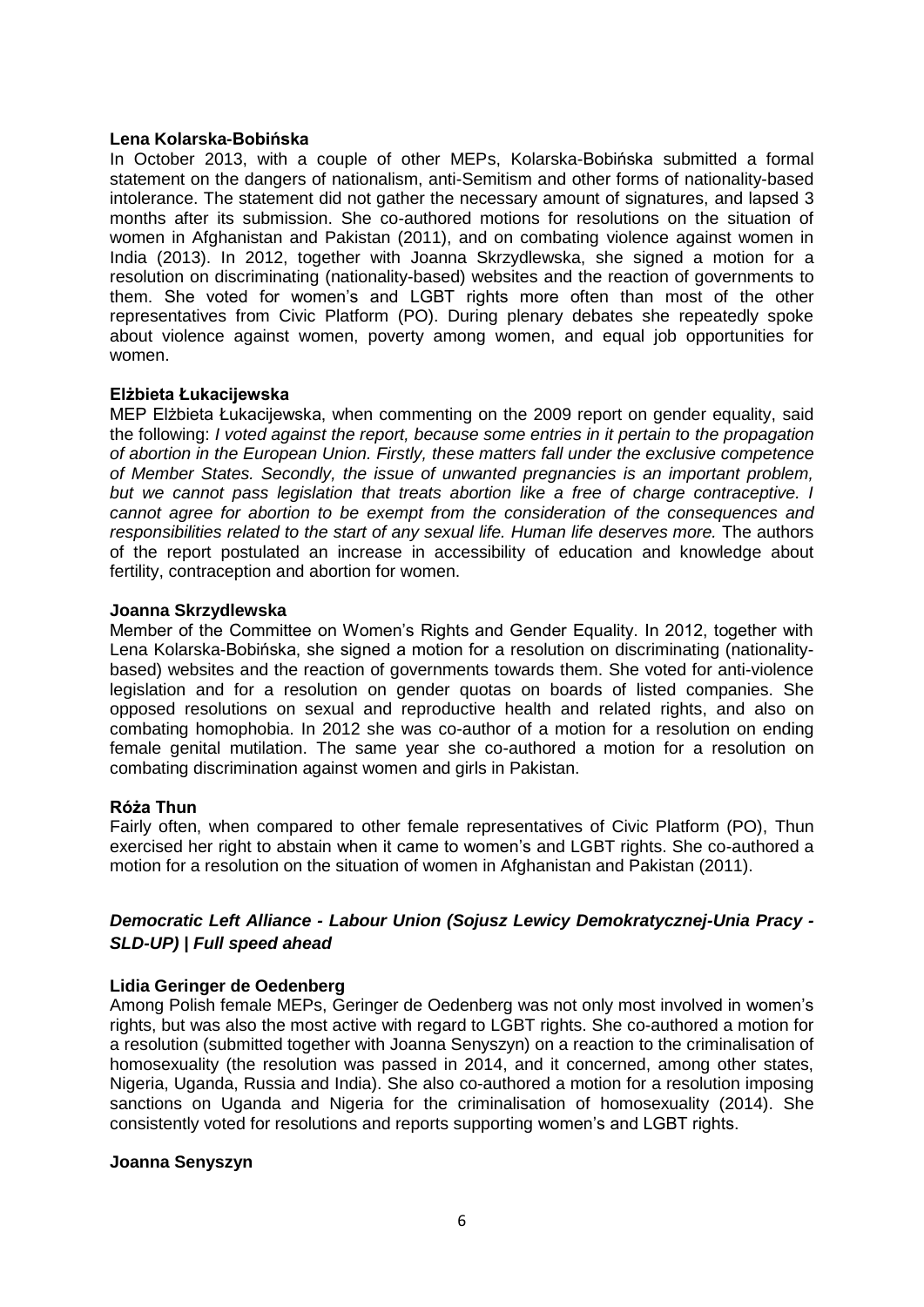**Lena Kolarska-Bobińska**

In October 2013, with a couple of other MEPs, Kolarska-Bobińska submitted a formal statement on the dangers of nationalism, anti-Semitism and other forms of nationality-based intolerance. The statement did not gather the necessary amount of signatures, and lapsed 3 months after its submission. She co-authored motions for resolutions on the situation of women in Afghanistan and Pakistan (2011), and on combating violence against women in India (2013). In 2012, together with Joanna Skrzydlewska, she signed a motion for a resolution on discriminating (nationality-based) websites and the reaction of governments to them. She voted for women's and LGBT rights more often than most of the other representatives from Civic Platform (PO). During plenary debates she repeatedly spoke about violence against women, poverty among women, and equal job opportunities for women.

**Elżbieta Łukacijewska**

MEP Elżbieta Łukacijewska, when commenting on the 2009 report on gender equality, said the following: *I voted against the report, because some entries in it pertain to the propagation of abortion in the European Union. Firstly, these matters fall under the exclusive competence of Member States. Secondly, the issue of unwanted pregnancies is an important problem, but we cannot pass legislation that treats abortion like a free of charge contraceptive. I cannot agree for abortion to be exempt from the consideration of the consequences and responsibilities related to the start of any sexual life. Human life deserves more.* The authors of the report postulated an increase in accessibility of education and knowledge about fertility, contraception and abortion for women.

**Joanna Skrzydlewska**

Member of the Committee on Women's Rights and Gender Equality. In 2012, together with Lena Kolarska-Bobińska, she signed a motion for a resolution on discriminating (nationality-based) websites and the reaction of governments towards them. She voted for anti-violence legislation and for a resolution on gender quotas on boards of listed companies. She opposed resolutions on sexual and reproductive health and related rights, and also on combating homophobia. In 2012 she was co-author of a motion for a resolution on ending female genital mutilation. The same year she co-authored a motion for a resolution on combating discrimination against women and girls in Pakistan.

**Róża Thun**

Fairly often, when compared to other female representatives of Civic Platform (PO), Thun exercised her right to abstain when it came to women's and LGBT rights. She co-authored a motion for a resolution on the situation of women in Afghanistan and Pakistan (2011).

### *Democratic Left Alliance - Labour Union (Sojusz Lewicy Demokratycznej-Unia Pracy - SLD-UP) | Full speed ahead*

**Lidia Geringer de Oedenberg**

Among Polish female MEPs, Geringer de Oedenberg was not only most involved in women's rights, but was also the most active with regard to LGBT rights. She co-authored a motion for a resolution (submitted together with Joanna Senyszyn) on a reaction to the criminalisation of homosexuality (the resolution was passed in 2014, and it concerned, among other states, Nigeria, Uganda, Russia and India). She also co-authored a motion for a resolution imposing sanctions on Uganda and Nigeria for the criminalisation of homosexuality (2014). She consistently voted for resolutions and reports supporting women's and LGBT rights.

**Joanna Senyszyn**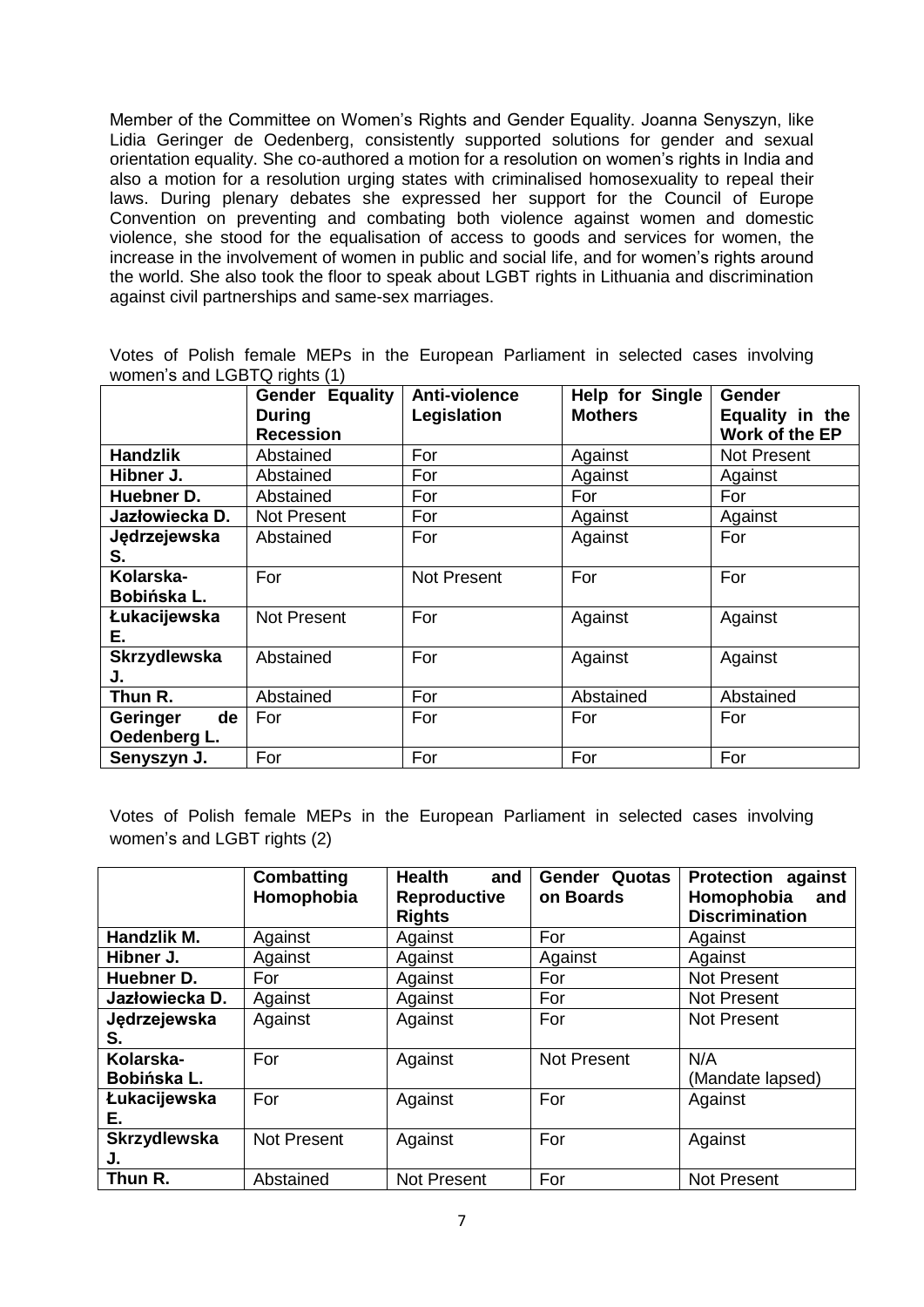Member of the Committee on Women's Rights and Gender Equality. Joanna Senyszyn, like Lidia Geringer de Oedenberg, consistently supported solutions for gender and sexual orientation equality. She co-authored a motion for a resolution on women's rights in India and also a motion for a resolution urging states with criminalised homosexuality to repeal their laws. During plenary debates she expressed her support for the Council of Europe Convention on preventing and combating both violence against women and domestic violence, she stood for the equalisation of access to goods and services for women, the increase in the involvement of women in public and social life, and for women's rights around the world. She also took the floor to speak about LGBT rights in Lithuania and discrimination against civil partnerships and same-sex marriages.

Votes of Polish female MEPs in the European Parliament in selected cases involving women's and LGBTQ rights (1)

| | **Gender Equality During Recession** | **Anti-violence Legislation** | **Help for Single Mothers** | **Gender Equality in the Work of the EP** |
|---|---|---|---|---|
| **Handzlik** | Abstained | For | Against | Not Present |
| **Hibner J.** | Abstained | For | Against | Against |
| **Huebner D.** | Abstained | For | For | For |
| **Jazłowiecka D.** | Not Present | For | Against | Against |
| **Jędrzejewska S.** | Abstained | For | Against | For |
| **Kolarska-Bobińska L.** | For | Not Present | For | For |
| **Łukacijewska E.** | Not Present | For | Against | Against |
| **Skrzydlewska J.** | Abstained | For | Against | Against |
| **Thun R.** | Abstained | For | Abstained | Abstained |
| **Geringer de Oedenberg L.** | For | For | For | For |
| **Senyszyn J.** | For | For | For | For |

Votes of Polish female MEPs in the European Parliament in selected cases involving women's and LGBT rights (2)

| | **Combatting Homophobia** | **Health and Reproductive Rights** | **Gender Quotas on Boards** | **Protection against Homophobia and Discrimination** |
|---|---|---|---|---|
| **Handzlik M.** | Against | Against | For | Against |
| **Hibner J.** | Against | Against | Against | Against |
| **Huebner D.** | For | Against | For | Not Present |
| **Jazłowiecka D.** | Against | Against | For | Not Present |
| **Jędrzejewska S.** | Against | Against | For | Not Present |
| **Kolarska-Bobińska L.** | For | Against | Not Present | N/A (Mandate lapsed) |
| **Łukacijewska E.** | For | Against | For | Against |
| **Skrzydlewska J.** | Not Present | Against | For | Against |
| **Thun R.** | Abstained | Not Present | For | Not Present |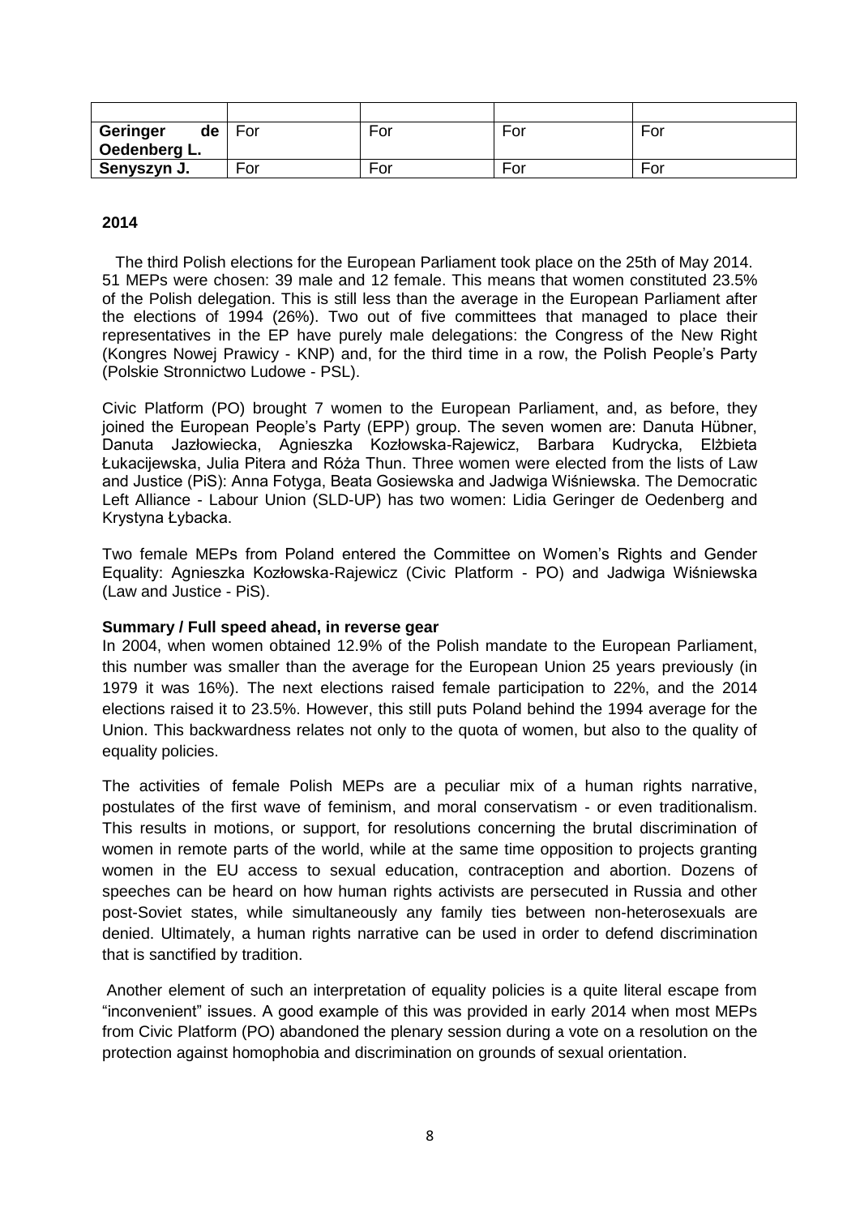| | | | | |
|---|---|---|---|---|
| **Geringer de Oedenberg L.** | For | For | For | For |
| **Senyszyn J.** | For | For | For | For |

**2014**

The third Polish elections for the European Parliament took place on the 25th of May 2014. 51 MEPs were chosen: 39 male and 12 female. This means that women constituted 23.5% of the Polish delegation. This is still less than the average in the European Parliament after the elections of 1994 (26%). Two out of five committees that managed to place their representatives in the EP have purely male delegations: the Congress of the New Right (Kongres Nowej Prawicy - KNP) and, for the third time in a row, the Polish People's Party (Polskie Stronnictwo Ludowe - PSL).

Civic Platform (PO) brought 7 women to the European Parliament, and, as before, they joined the European People's Party (EPP) group. The seven women are: Danuta Hübner, Danuta Jazłowiecka, Agnieszka Kozłowska-Rajewicz, Barbara Kudrycka, Elżbieta Łukacijewska, Julia Pitera and Róża Thun. Three women were elected from the lists of Law and Justice (PiS): Anna Fotyga, Beata Gosiewska and Jadwiga Wiśniewska. The Democratic Left Alliance - Labour Union (SLD-UP) has two women: Lidia Geringer de Oedenberg and Krystyna Łybacka.

Two female MEPs from Poland entered the Committee on Women's Rights and Gender Equality: Agnieszka Kozłowska-Rajewicz (Civic Platform - PO) and Jadwiga Wiśniewska (Law and Justice - PiS).

**Summary / Full speed ahead, in reverse gear**

In 2004, when women obtained 12.9% of the Polish mandate to the European Parliament, this number was smaller than the average for the European Union 25 years previously (in 1979 it was 16%). The next elections raised female participation to 22%, and the 2014 elections raised it to 23.5%. However, this still puts Poland behind the 1994 average for the Union. This backwardness relates not only to the quota of women, but also to the quality of equality policies.

The activities of female Polish MEPs are a peculiar mix of a human rights narrative, postulates of the first wave of feminism, and moral conservatism - or even traditionalism. This results in motions, or support, for resolutions concerning the brutal discrimination of women in remote parts of the world, while at the same time opposition to projects granting women in the EU access to sexual education, contraception and abortion. Dozens of speeches can be heard on how human rights activists are persecuted in Russia and other post-Soviet states, while simultaneously any family ties between non-heterosexuals are denied. Ultimately, a human rights narrative can be used in order to defend discrimination that is sanctified by tradition.

Another element of such an interpretation of equality policies is a quite literal escape from "inconvenient" issues. A good example of this was provided in early 2014 when most MEPs from Civic Platform (PO) abandoned the plenary session during a vote on a resolution on the protection against homophobia and discrimination on grounds of sexual orientation.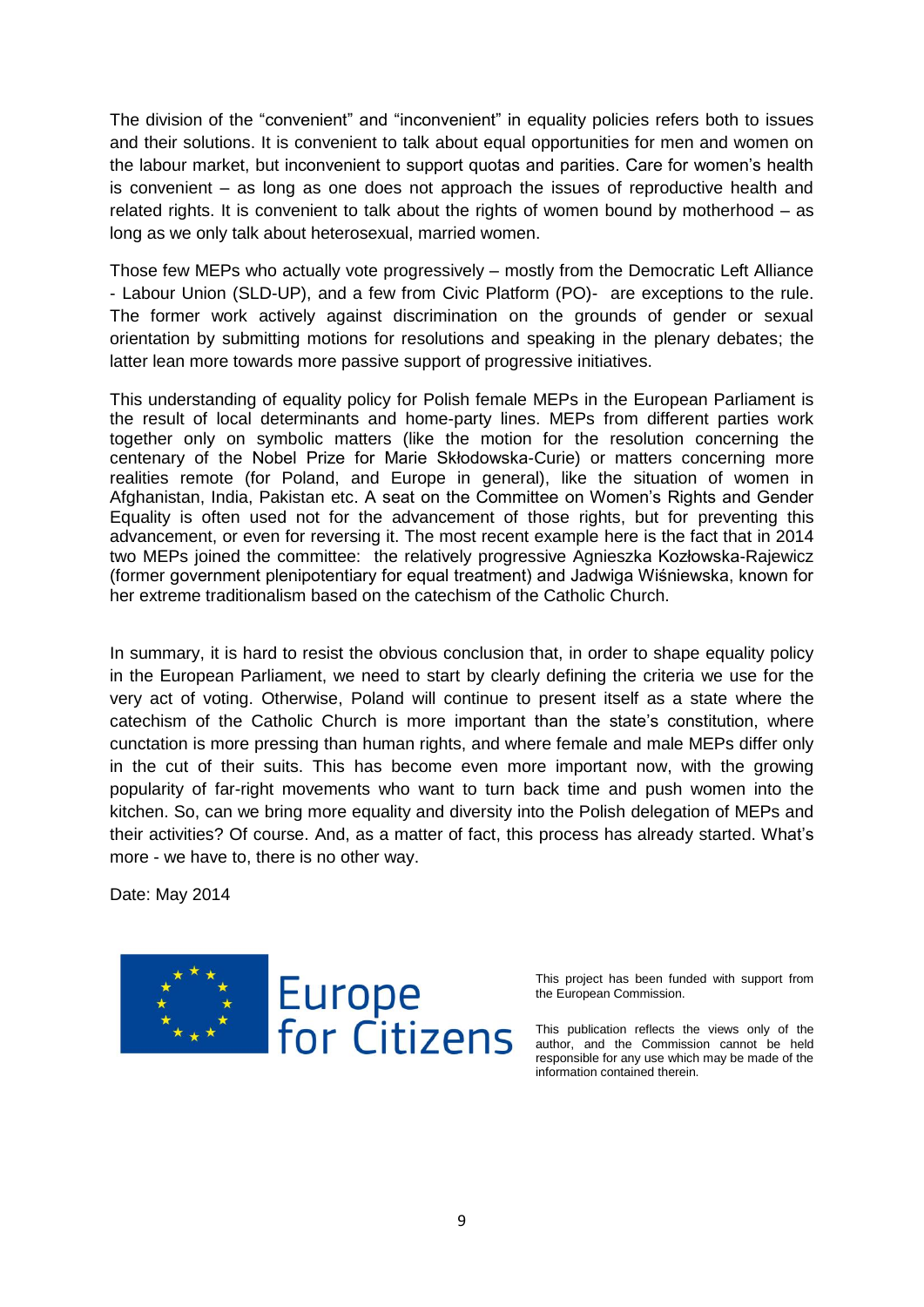The division of the "convenient" and "inconvenient" in equality policies refers both to issues and their solutions. It is convenient to talk about equal opportunities for men and women on the labour market, but inconvenient to support quotas and parities. Care for women's health is convenient – as long as one does not approach the issues of reproductive health and related rights. It is convenient to talk about the rights of women bound by motherhood – as long as we only talk about heterosexual, married women.

Those few MEPs who actually vote progressively – mostly from the Democratic Left Alliance - Labour Union (SLD-UP), and a few from Civic Platform (PO)- are exceptions to the rule. The former work actively against discrimination on the grounds of gender or sexual orientation by submitting motions for resolutions and speaking in the plenary debates; the latter lean more towards more passive support of progressive initiatives.

This understanding of equality policy for Polish female MEPs in the European Parliament is the result of local determinants and home-party lines. MEPs from different parties work together only on symbolic matters (like the motion for the resolution concerning the centenary of the Nobel Prize for Marie Skłodowska-Curie) or matters concerning more realities remote (for Poland, and Europe in general), like the situation of women in Afghanistan, India, Pakistan etc. A seat on the Committee on Women's Rights and Gender Equality is often used not for the advancement of those rights, but for preventing this advancement, or even for reversing it. The most recent example here is the fact that in 2014 two MEPs joined the committee: the relatively progressive Agnieszka Kozłowska-Rajewicz (former government plenipotentiary for equal treatment) and Jadwiga Wiśniewska, known for her extreme traditionalism based on the catechism of the Catholic Church.

In summary, it is hard to resist the obvious conclusion that, in order to shape equality policy in the European Parliament, we need to start by clearly defining the criteria we use for the very act of voting. Otherwise, Poland will continue to present itself as a state where the catechism of the Catholic Church is more important than the state's constitution, where cunctation is more pressing than human rights, and where female and male MEPs differ only in the cut of their suits. This has become even more important now, with the growing popularity of far-right movements who want to turn back time and push women into the kitchen. So, can we bring more equality and diversity into the Polish delegation of MEPs and their activities? Of course. And, as a matter of fact, this process has already started. What's more - we have to, there is no other way.

Date: May 2014

Europe for Citizens

This project has been funded with support from the European Commission.

This publication reflects the views only of the author, and the Commission cannot be held responsible for any use which may be made of the information contained therein.